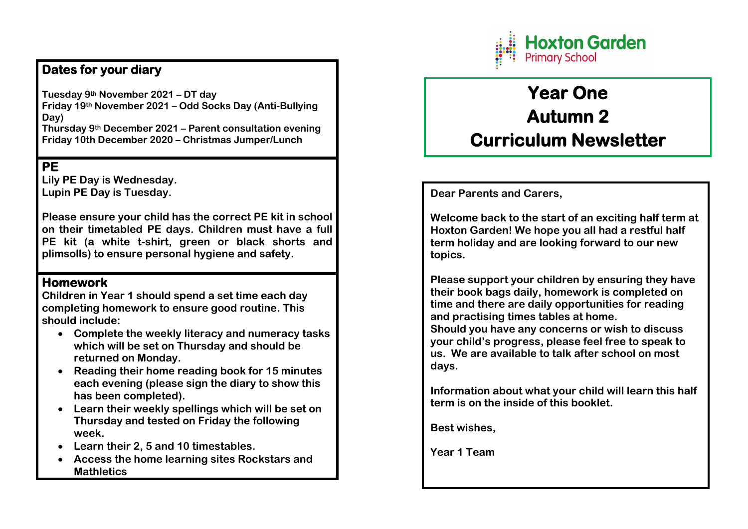## Dates for your diary

**Tuesday 9th November 2021 – DT day**
**Friday 19th November 2021 – Odd Socks Day (Anti-Bullying Day)**
**Thursday 9th December 2021 – Parent consultation evening**
**Friday 10th December 2020 – Christmas Jumper/Lunch**

## PE

**Lily PE Day is Wednesday.**
**Lupin PE Day is Tuesday.**

**Please ensure your child has the correct PE kit in school on their timetabled PE days. Children must have a full PE kit (a white t-shirt, green or black shorts and plimsolls) to ensure personal hygiene and safety.**

## Homework

**Children in Year 1 should spend a set time each day completing homework to ensure good routine. This should include:**

- **Complete the weekly literacy and numeracy tasks which will be set on Thursday and should be returned on Monday.**
- **Reading their home reading book for 15 minutes each evening (please sign the diary to show this has been completed).**
- **Learn their weekly spellings which will be set on Thursday and tested on Friday the following week.**
- **Learn their 2, 5 and 10 timestables.**
- **Access the home learning sites Rockstars and Mathletics**

**Hoxton Garden**
Primary School

# Year One
# Autumn 2
# Curriculum Newsletter

**Dear Parents and Carers,**

**Welcome back to the start of an exciting half term at Hoxton Garden! We hope you all had a restful half term holiday and are looking forward to our new topics.**

**Please support your children by ensuring they have their book bags daily, homework is completed on time and there are daily opportunities for reading and practising times tables at home.**
**Should you have any concerns or wish to discuss your child's progress, please feel free to speak to us. We are available to talk after school on most days.**

**Information about what your child will learn this half term is on the inside of this booklet.**

**Best wishes,**

**Year 1 Team**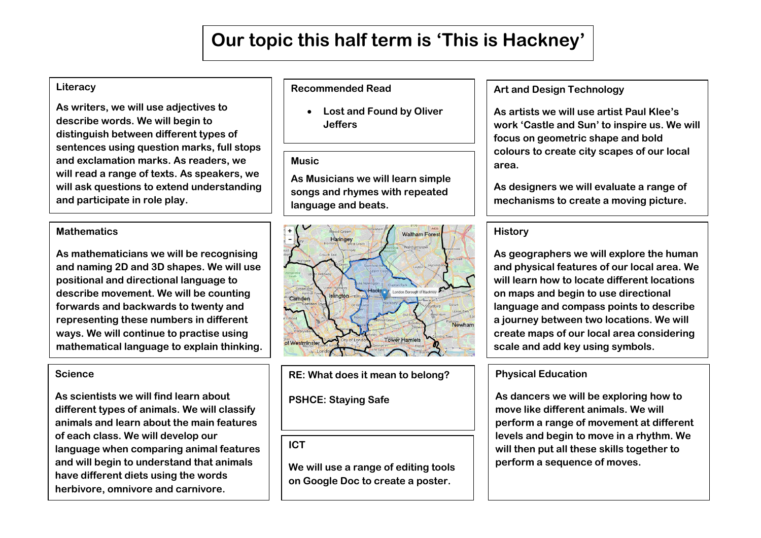# Our topic this half term is 'This is Hackney'

## Literacy

As writers, we will use adjectives to describe words. We will begin to distinguish between different types of sentences using question marks, full stops and exclamation marks. As readers, we will read a range of texts. As speakers, we will ask questions to extend understanding and participate in role play.

## Recommended Read

- Lost and Found by Oliver Jeffers

## Music

As Musicians we will learn simple songs and rhymes with repeated language and beats.

## Art and Design Technology

As artists we will use artist Paul Klee's work 'Castle and Sun' to inspire us. We will focus on geometric shape and bold colours to create city scapes of our local area.

As designers we will evaluate a range of mechanisms to create a moving picture.

## Mathematics

As mathematicians we will be recognising and naming 2D and 3D shapes. We will use positional and directional language to describe movement. We will be counting forwards and backwards to twenty and representing these numbers in different ways. We will continue to practise using mathematical language to explain thinking.

## History

As geographers we will explore the human and physical features of our local area. We will learn how to locate different locations on maps and begin to use directional language and compass points to describe a journey between two locations. We will create maps of our local area considering scale and add key using symbols.

## Science

As scientists we will find learn about different types of animals. We will classify animals and learn about the main features of each class. We will develop our language when comparing animal features and will begin to understand that animals have different diets using the words herbivore, omnivore and carnivore.

## RE: What does it mean to belong?

## PSHCE: Staying Safe

## ICT

We will use a range of editing tools on Google Doc to create a poster.

## Physical Education

As dancers we will be exploring how to move like different animals. We will perform a range of movement at different levels and begin to move in a rhythm. We will then put all these skills together to perform a sequence of moves.